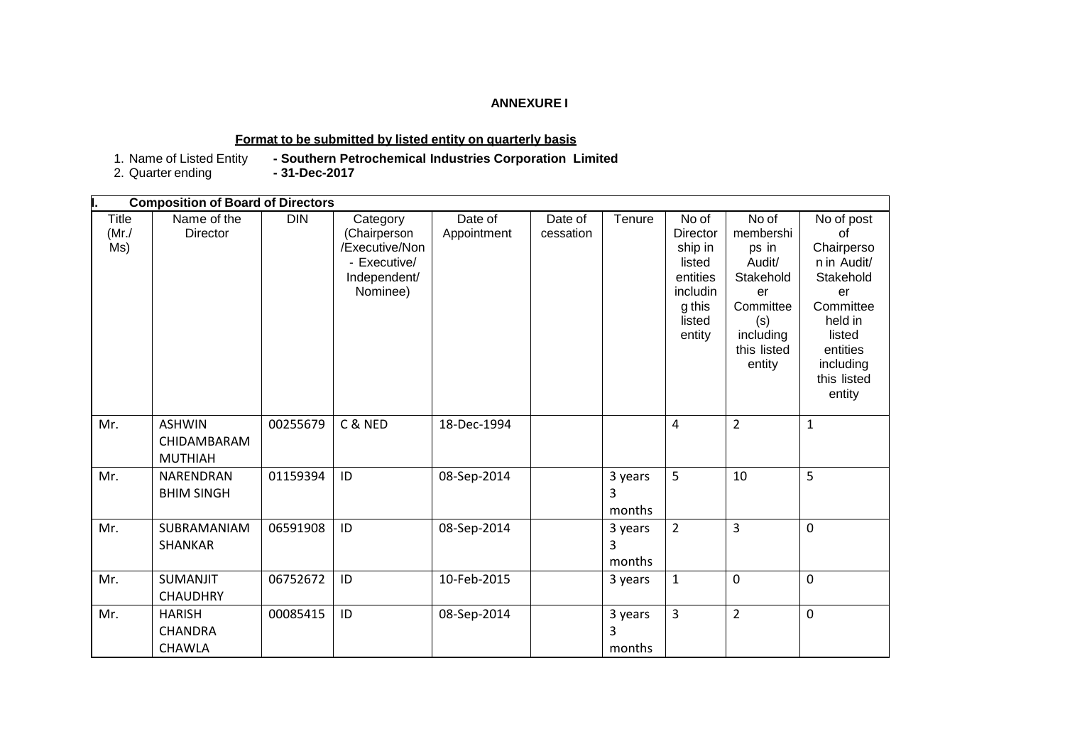**ANNEXURE I**

**Format to be submitted by listed entity on quarterly basis**

1. Name of Listed Entity **- Southern Petrochemical Industries Corporation Limited**
2. Quarter ending **- 31-Dec-2017**

| **I. Composition of Board of Directors** | | | | | | | | | |
|---|---|---|---|---|---|---|---|---|---|
| Title (Mr./ Ms) | Name of the Director | DIN | Category (Chairperson /Executive/Non - Executive/ Independent/ Nominee) | Date of Appointment | Date of cessation | Tenure | No of Directorship in listed entities including this listed entity | No of memberships in Audit/ Stakeholder Committee (s) including this listed entity | No of post of Chairperson in Audit/ Stakeholder Committee held in listed entities including this listed entity |
| Mr. | ASHWIN CHIDAMBARAM MUTHIAH | 00255679 | C & NED | 18-Dec-1994 | | | 4 | 2 | 1 |
| Mr. | NARENDRAN BHIM SINGH | 01159394 | ID | 08-Sep-2014 | | 3 years 3 months | 5 | 10 | 5 |
| Mr. | SUBRAMANIAM SHANKAR | 06591908 | ID | 08-Sep-2014 | | 3 years 3 months | 2 | 3 | 0 |
| Mr. | SUMANJIT CHAUDHRY | 06752672 | ID | 10-Feb-2015 | | 3 years | 1 | 0 | 0 |
| Mr. | HARISH CHANDRA CHAWLA | 00085415 | ID | 08-Sep-2014 | | 3 years 3 months | 3 | 2 | 0 |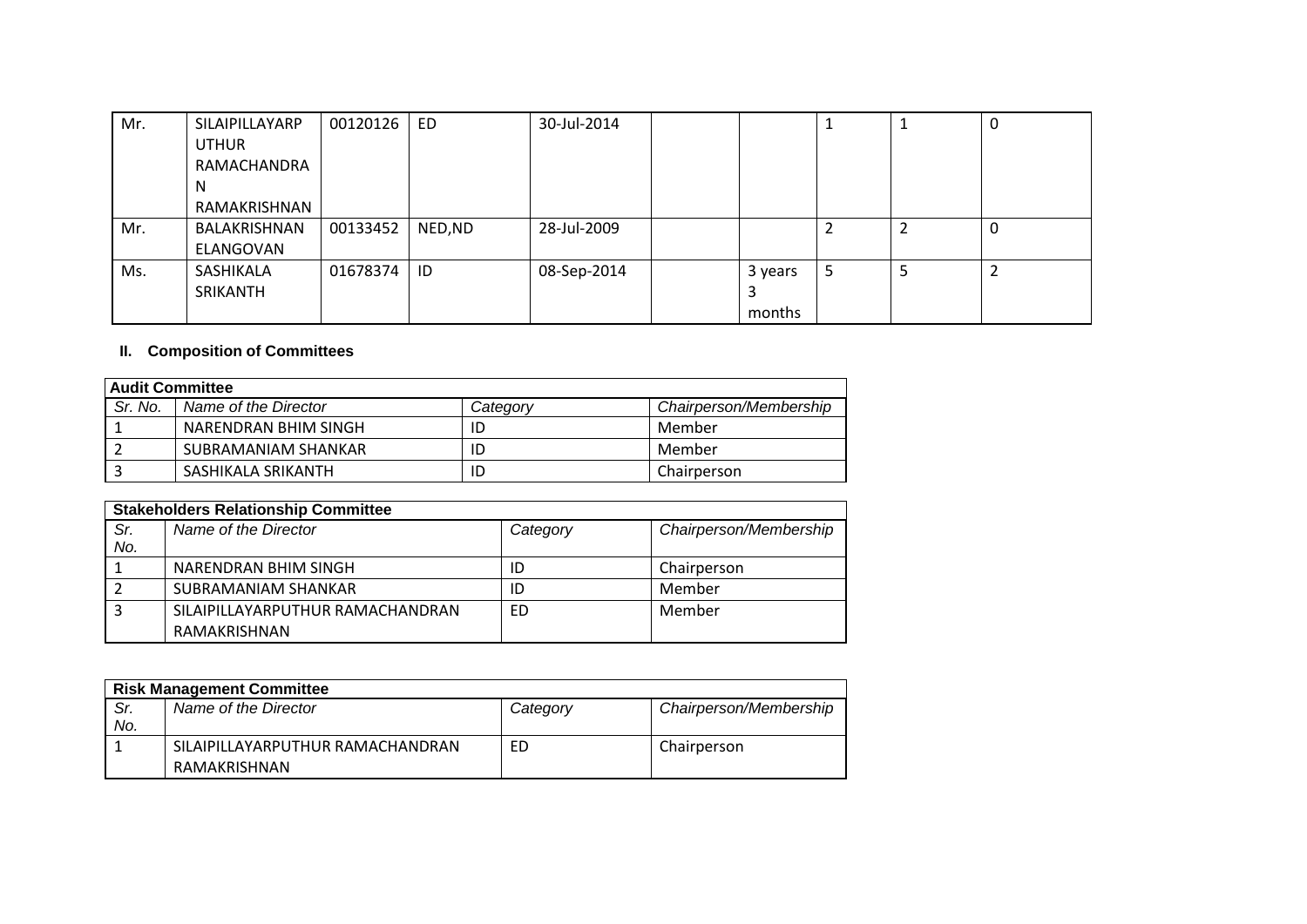| | | | | | | | | | |
|---|---|---|---|---|---|---|---|---|---|
| Mr. | SILAIPILLAYARPUTHUR RAMACHANDRAN RAMAKRISHNAN | 00120126 | ED | 30-Jul-2014 | | | 1 | 1 | 0 |
| Mr. | BALAKRISHNAN ELANGOVAN | 00133452 | NED,ND | 28-Jul-2009 | | | 2 | 2 | 0 |
| Ms. | SASHIKALA SRIKANTH | 01678374 | ID | 08-Sep-2014 | | 3 years 3 months | 5 | 5 | 2 |

## II. Composition of Committees

| Audit Committee | | | |
|---|---|---|---|
| *Sr. No.* | *Name of the Director* | *Category* | *Chairperson/Membership* |
| 1 | NARENDRAN BHIM SINGH | ID | Member |
| 2 | SUBRAMANIAM SHANKAR | ID | Member |
| 3 | SASHIKALA SRIKANTH | ID | Chairperson |

| Stakeholders Relationship Committee | | | |
|---|---|---|---|
| *Sr. No.* | *Name of the Director* | *Category* | *Chairperson/Membership* |
| 1 | NARENDRAN BHIM SINGH | ID | Chairperson |
| 2 | SUBRAMANIAM SHANKAR | ID | Member |
| 3 | SILAIPILLAYARPUTHUR RAMACHANDRAN RAMAKRISHNAN | ED | Member |

| Risk Management Committee | | | |
|---|---|---|---|
| *Sr. No.* | *Name of the Director* | *Category* | *Chairperson/Membership* |
| 1 | SILAIPILLAYARPUTHUR RAMACHANDRAN RAMAKRISHNAN | ED | Chairperson |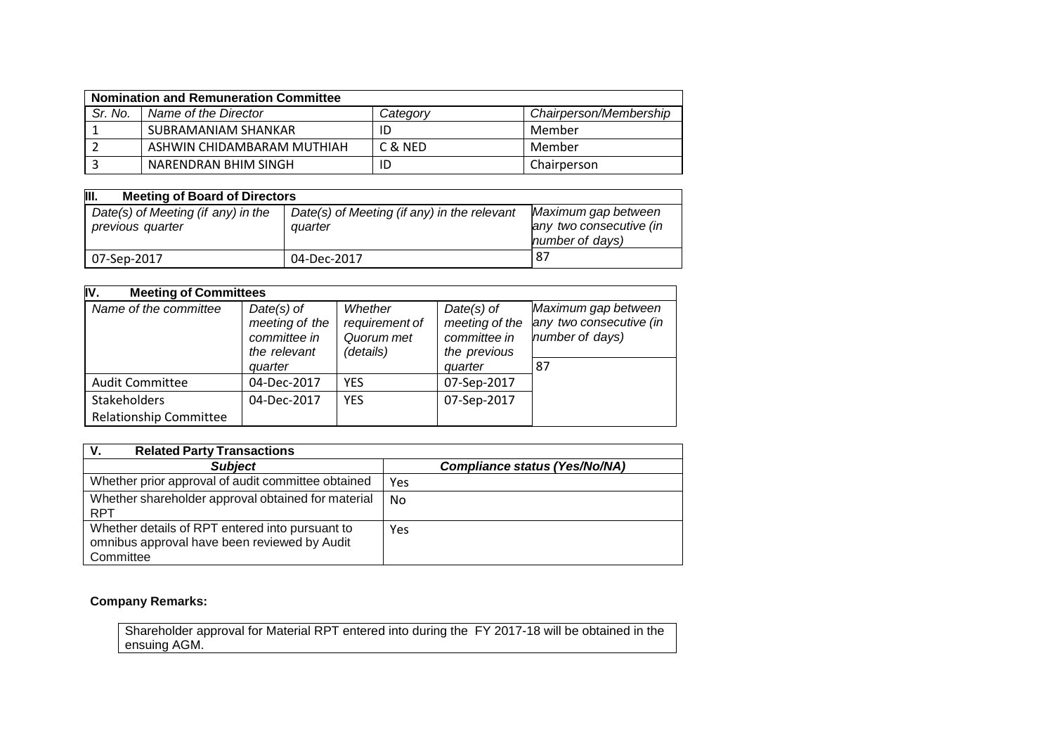| Nomination and Remuneration Committee | | | |
|---|---|---|---|
| *Sr. No.* | *Name of the Director* | *Category* | *Chairperson/Membership* |
| 1 | SUBRAMANIAM SHANKAR | ID | Member |
| 2 | ASHWIN CHIDAMBARAM MUTHIAH | C & NED | Member |
| 3 | NARENDRAN BHIM SINGH | ID | Chairperson |

| III. Meeting of Board of Directors | | |
|---|---|---|
| *Date(s) of Meeting (if any) in the previous quarter* | *Date(s) of Meeting (if any) in the relevant quarter* | *Maximum gap between any two consecutive (in number of days)* |
| 07-Sep-2017 | 04-Dec-2017 | 87 |

| IV. Meeting of Committees | | | | |
|---|---|---|---|---|
| *Name of the committee* | *Date(s) of meeting of the committee in the relevant quarter* | *Whether requirement of Quorum met (details)* | *Date(s) of meeting of the committee in the previous quarter* | *Maximum gap between any two consecutive (in number of days)* |
| | | | | 87 |
| Audit Committee | 04-Dec-2017 | YES | 07-Sep-2017 | |
| Stakeholders Relationship Committee | 04-Dec-2017 | YES | 07-Sep-2017 | |

| V. Related Party Transactions | |
|---|---|
| ***Subject*** | ***Compliance status (Yes/No/NA)*** |
| Whether prior approval of audit committee obtained | Yes |
| Whether shareholder approval obtained for material RPT | No |
| Whether details of RPT entered into pursuant to omnibus approval have been reviewed by Audit Committee | Yes |

**Company Remarks:**

Shareholder approval for Material RPT entered into during the FY 2017-18 will be obtained in the ensuing AGM.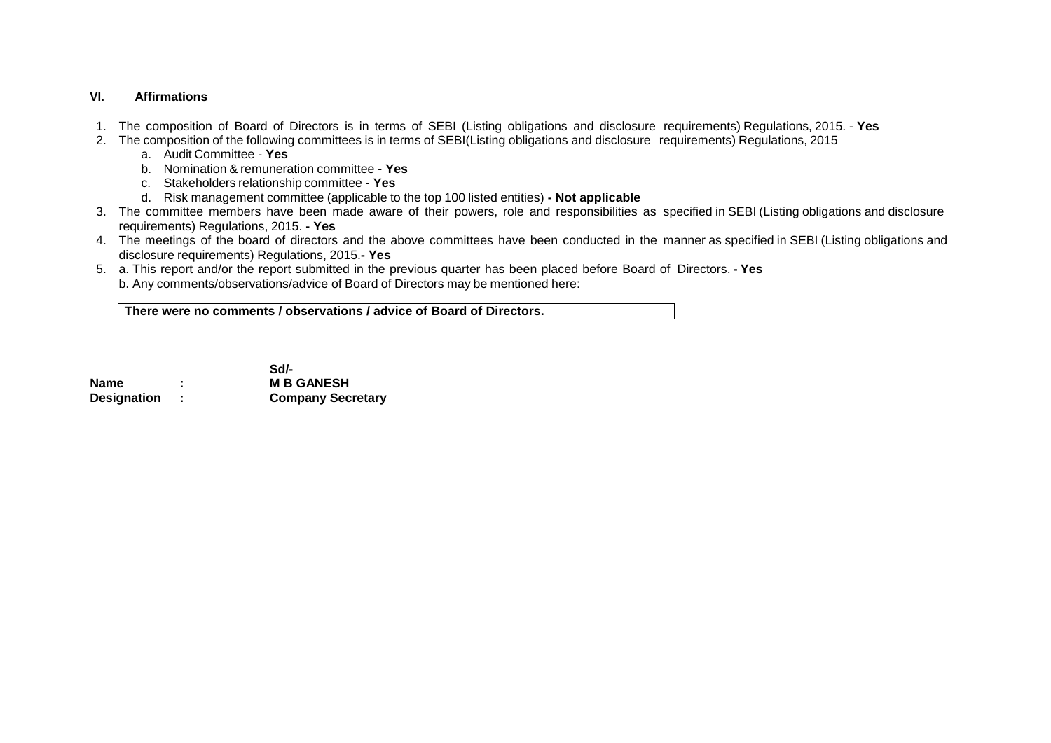## VI. Affirmations

1. The composition of Board of Directors is in terms of SEBI (Listing obligations and disclosure requirements) Regulations, 2015. - **Yes**
2. The composition of the following committees is in terms of SEBI(Listing obligations and disclosure requirements) Regulations, 2015
   a. Audit Committee - **Yes**
   b. Nomination & remuneration committee - **Yes**
   c. Stakeholders relationship committee - **Yes**
   d. Risk management committee (applicable to the top 100 listed entities) **- Not applicable**
3. The committee members have been made aware of their powers, role and responsibilities as specified in SEBI (Listing obligations and disclosure requirements) Regulations, 2015. **- Yes**
4. The meetings of the board of directors and the above committees have been conducted in the manner as specified in SEBI (Listing obligations and disclosure requirements) Regulations, 2015.**- Yes**
5. a. This report and/or the report submitted in the previous quarter has been placed before Board of Directors. **- Yes**
   b. Any comments/observations/advice of Board of Directors may be mentioned here:

**There were no comments / observations / advice of Board of Directors.**

**Sd/-**

**Name : M B GANESH**

**Designation : Company Secretary**